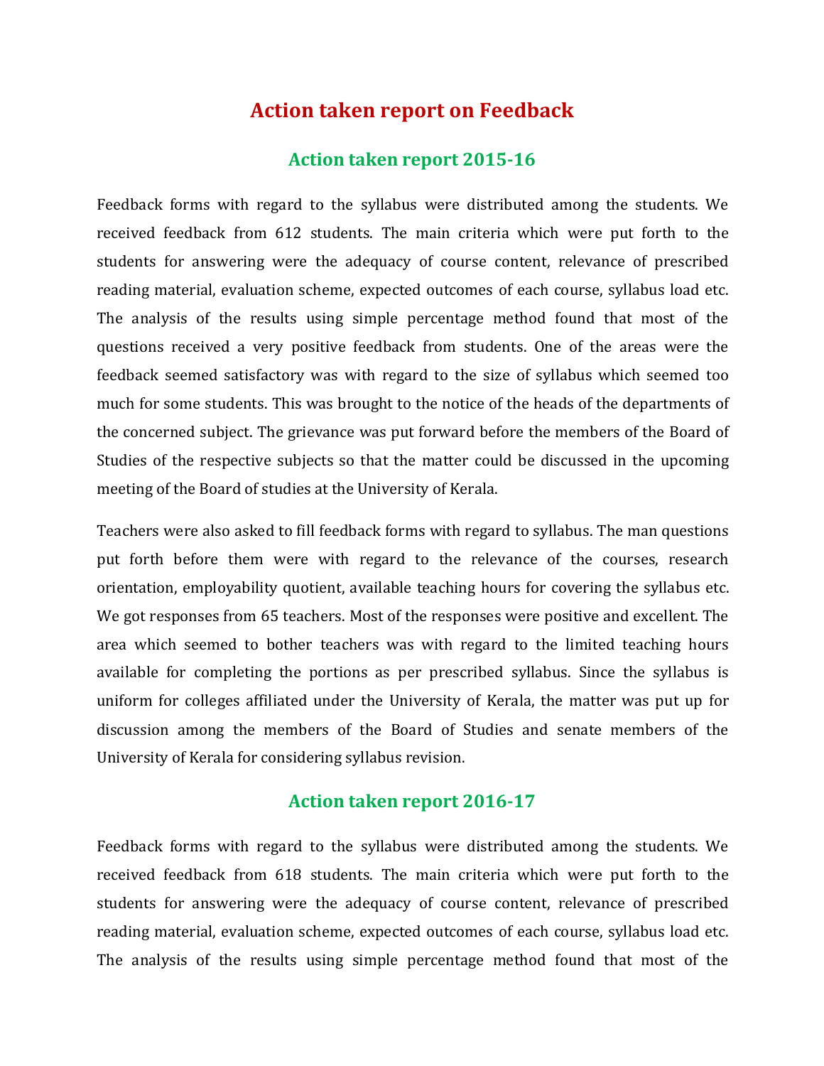# Action taken report on Feedback

## Action taken report 2015-16

Feedback forms with regard to the syllabus were distributed among the students. We received feedback from 612 students. The main criteria which were put forth to the students for answering were the adequacy of course content, relevance of prescribed reading material, evaluation scheme, expected outcomes of each course, syllabus load etc. The analysis of the results using simple percentage method found that most of the questions received a very positive feedback from students. One of the areas were the feedback seemed satisfactory was with regard to the size of syllabus which seemed too much for some students. This was brought to the notice of the heads of the departments of the concerned subject. The grievance was put forward before the members of the Board of Studies of the respective subjects so that the matter could be discussed in the upcoming meeting of the Board of studies at the University of Kerala.

Teachers were also asked to fill feedback forms with regard to syllabus. The man questions put forth before them were with regard to the relevance of the courses, research orientation, employability quotient, available teaching hours for covering the syllabus etc. We got responses from 65 teachers. Most of the responses were positive and excellent. The area which seemed to bother teachers was with regard to the limited teaching hours available for completing the portions as per prescribed syllabus. Since the syllabus is uniform for colleges affiliated under the University of Kerala, the matter was put up for discussion among the members of the Board of Studies and senate members of the University of Kerala for considering syllabus revision.

## Action taken report 2016-17

Feedback forms with regard to the syllabus were distributed among the students. We received feedback from 618 students. The main criteria which were put forth to the students for answering were the adequacy of course content, relevance of prescribed reading material, evaluation scheme, expected outcomes of each course, syllabus load etc. The analysis of the results using simple percentage method found that most of the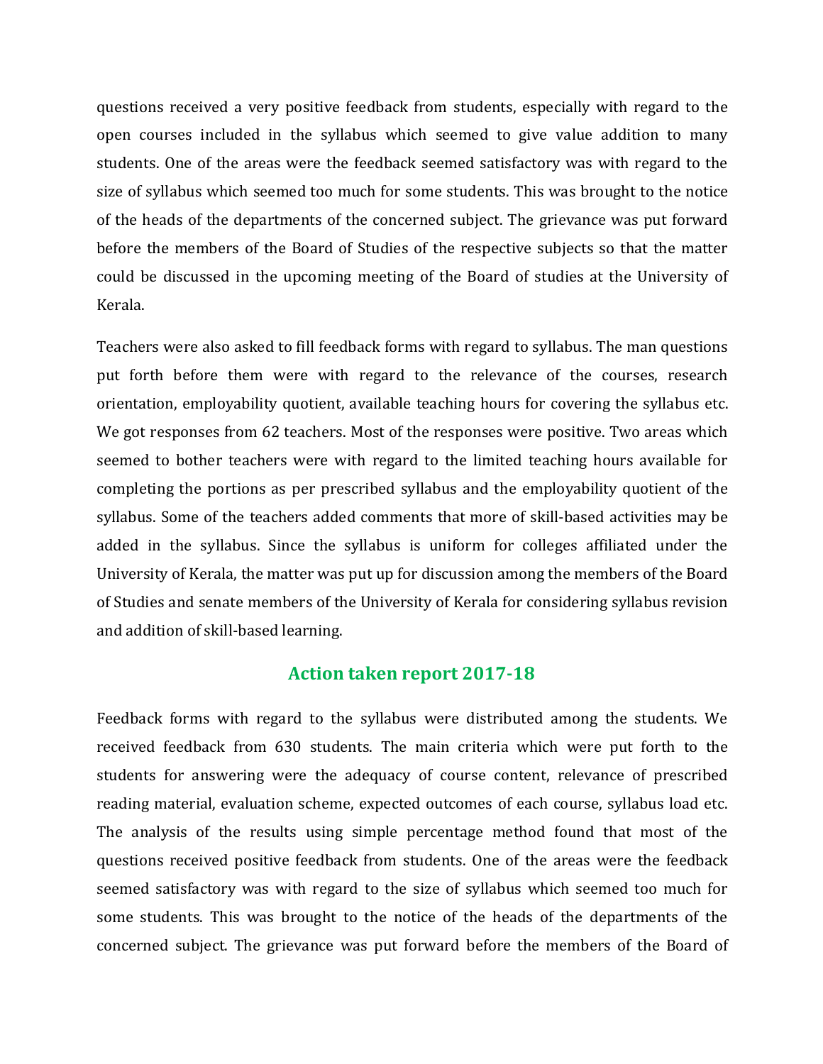questions received a very positive feedback from students, especially with regard to the open courses included in the syllabus which seemed to give value addition to many students. One of the areas were the feedback seemed satisfactory was with regard to the size of syllabus which seemed too much for some students. This was brought to the notice of the heads of the departments of the concerned subject. The grievance was put forward before the members of the Board of Studies of the respective subjects so that the matter could be discussed in the upcoming meeting of the Board of studies at the University of Kerala.

Teachers were also asked to fill feedback forms with regard to syllabus. The man questions put forth before them were with regard to the relevance of the courses, research orientation, employability quotient, available teaching hours for covering the syllabus etc. We got responses from 62 teachers. Most of the responses were positive. Two areas which seemed to bother teachers were with regard to the limited teaching hours available for completing the portions as per prescribed syllabus and the employability quotient of the syllabus. Some of the teachers added comments that more of skill-based activities may be added in the syllabus. Since the syllabus is uniform for colleges affiliated under the University of Kerala, the matter was put up for discussion among the members of the Board of Studies and senate members of the University of Kerala for considering syllabus revision and addition of skill-based learning.

## Action taken report 2017-18

Feedback forms with regard to the syllabus were distributed among the students. We received feedback from 630 students. The main criteria which were put forth to the students for answering were the adequacy of course content, relevance of prescribed reading material, evaluation scheme, expected outcomes of each course, syllabus load etc. The analysis of the results using simple percentage method found that most of the questions received positive feedback from students. One of the areas were the feedback seemed satisfactory was with regard to the size of syllabus which seemed too much for some students. This was brought to the notice of the heads of the departments of the concerned subject. The grievance was put forward before the members of the Board of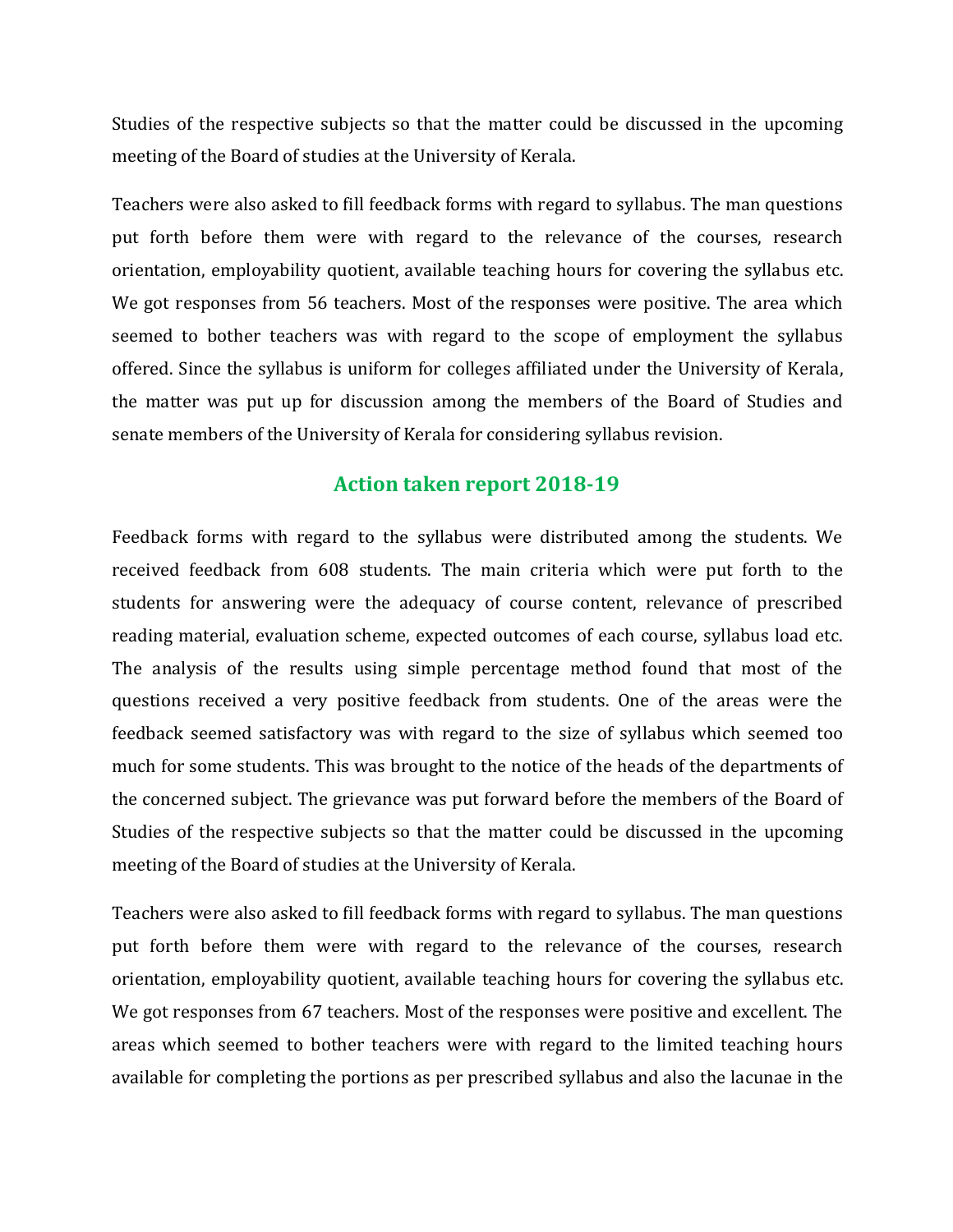Studies of the respective subjects so that the matter could be discussed in the upcoming meeting of the Board of studies at the University of Kerala.

Teachers were also asked to fill feedback forms with regard to syllabus. The man questions put forth before them were with regard to the relevance of the courses, research orientation, employability quotient, available teaching hours for covering the syllabus etc. We got responses from 56 teachers. Most of the responses were positive. The area which seemed to bother teachers was with regard to the scope of employment the syllabus offered. Since the syllabus is uniform for colleges affiliated under the University of Kerala, the matter was put up for discussion among the members of the Board of Studies and senate members of the University of Kerala for considering syllabus revision.

## Action taken report 2018-19

Feedback forms with regard to the syllabus were distributed among the students. We received feedback from 608 students. The main criteria which were put forth to the students for answering were the adequacy of course content, relevance of prescribed reading material, evaluation scheme, expected outcomes of each course, syllabus load etc. The analysis of the results using simple percentage method found that most of the questions received a very positive feedback from students. One of the areas were the feedback seemed satisfactory was with regard to the size of syllabus which seemed too much for some students. This was brought to the notice of the heads of the departments of the concerned subject. The grievance was put forward before the members of the Board of Studies of the respective subjects so that the matter could be discussed in the upcoming meeting of the Board of studies at the University of Kerala.

Teachers were also asked to fill feedback forms with regard to syllabus. The man questions put forth before them were with regard to the relevance of the courses, research orientation, employability quotient, available teaching hours for covering the syllabus etc. We got responses from 67 teachers. Most of the responses were positive and excellent. The areas which seemed to bother teachers were with regard to the limited teaching hours available for completing the portions as per prescribed syllabus and also the lacunae in the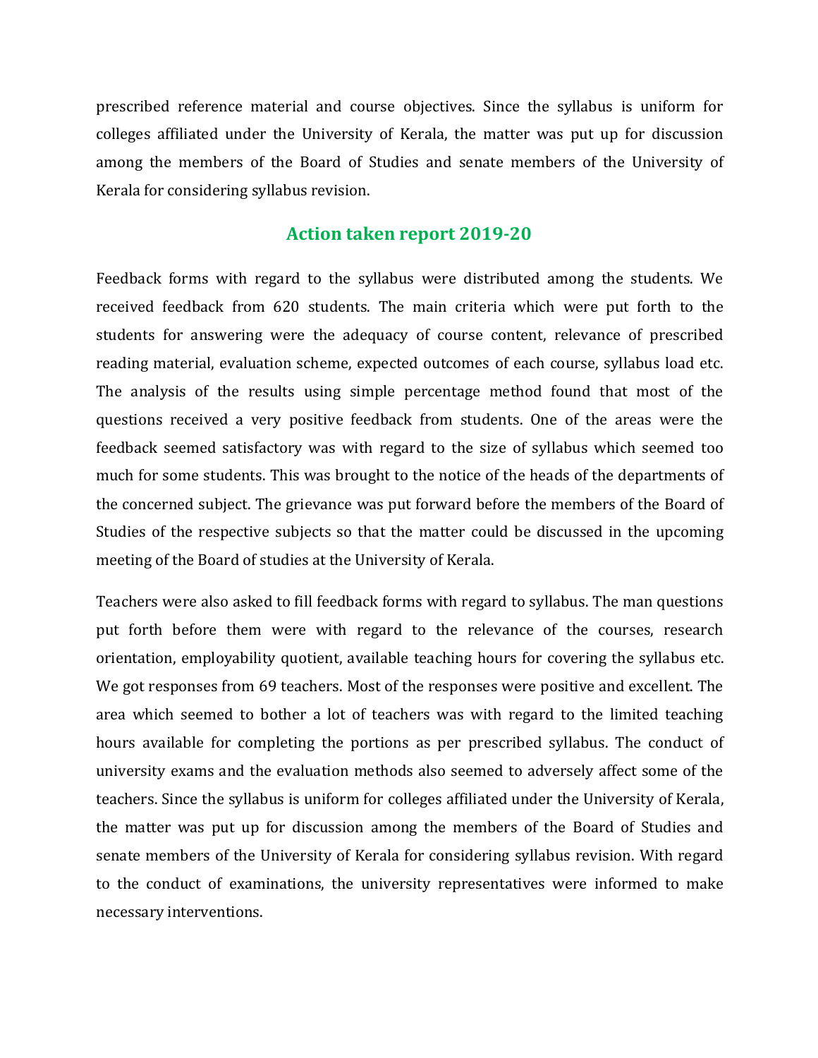prescribed reference material and course objectives. Since the syllabus is uniform for colleges affiliated under the University of Kerala, the matter was put up for discussion among the members of the Board of Studies and senate members of the University of Kerala for considering syllabus revision.

## Action taken report 2019-20

Feedback forms with regard to the syllabus were distributed among the students. We received feedback from 620 students. The main criteria which were put forth to the students for answering were the adequacy of course content, relevance of prescribed reading material, evaluation scheme, expected outcomes of each course, syllabus load etc. The analysis of the results using simple percentage method found that most of the questions received a very positive feedback from students. One of the areas were the feedback seemed satisfactory was with regard to the size of syllabus which seemed too much for some students. This was brought to the notice of the heads of the departments of the concerned subject. The grievance was put forward before the members of the Board of Studies of the respective subjects so that the matter could be discussed in the upcoming meeting of the Board of studies at the University of Kerala.

Teachers were also asked to fill feedback forms with regard to syllabus. The man questions put forth before them were with regard to the relevance of the courses, research orientation, employability quotient, available teaching hours for covering the syllabus etc. We got responses from 69 teachers. Most of the responses were positive and excellent. The area which seemed to bother a lot of teachers was with regard to the limited teaching hours available for completing the portions as per prescribed syllabus. The conduct of university exams and the evaluation methods also seemed to adversely affect some of the teachers. Since the syllabus is uniform for colleges affiliated under the University of Kerala, the matter was put up for discussion among the members of the Board of Studies and senate members of the University of Kerala for considering syllabus revision. With regard to the conduct of examinations, the university representatives were informed to make necessary interventions.